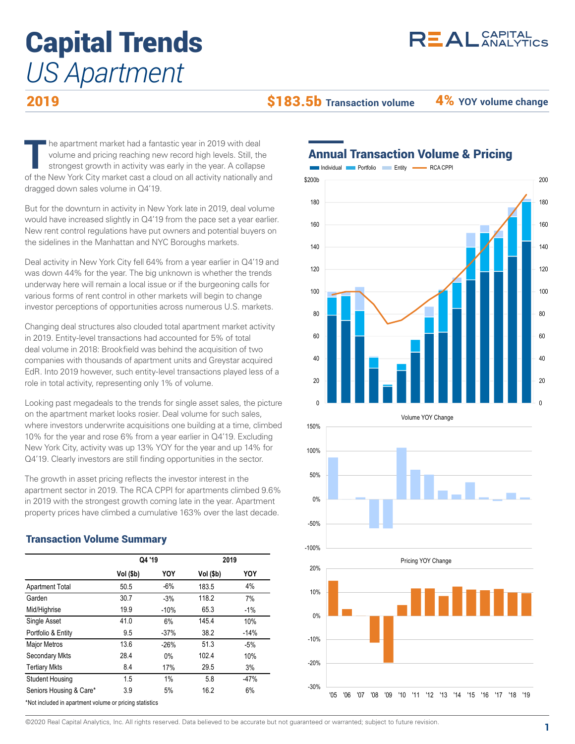# Capital Trends
*US Apartment*

**2019** **$183.5b Transaction volume** **4% YOY volume change**

The apartment market had a fantastic year in 2019 with deal volume and pricing reaching new record high levels. Still, the strongest growth in activity was early in the year. A collapse of the New York City market cast a cloud on all activity nationally and dragged down sales volume in Q4'19.

But for the downturn in activity in New York late in 2019, deal volume would have increased slightly in Q4'19 from the pace set a year earlier. New rent control regulations have put owners and potential buyers on the sidelines in the Manhattan and NYC Boroughs markets.

Deal activity in New York City fell 64% from a year earlier in Q4'19 and was down 44% for the year. The big unknown is whether the trends underway here will remain a local issue or if the burgeoning calls for various forms of rent control in other markets will begin to change investor perceptions of opportunities across numerous U.S. markets.

Changing deal structures also clouded total apartment market activity in 2019. Entity-level transactions had accounted for 5% of total deal volume in 2018: Brookfield was behind the acquisition of two companies with thousands of apartment units and Greystar acquired EdR. Into 2019 however, such entity-level transactions played less of a role in total activity, representing only 1% of volume.

Looking past megadeals to the trends for single asset sales, the picture on the apartment market looks rosier. Deal volume for such sales, where investors underwrite acquisitions one building at a time, climbed 10% for the year and rose 6% from a year earlier in Q4'19. Excluding New York City, activity was up 13% YOY for the year and up 14% for Q4'19. Clearly investors are still finding opportunities in the sector.

The growth in asset pricing reflects the investor interest in the apartment sector in 2019. The RCA CPPI for apartments climbed 9.6% in 2019 with the strongest growth coming late in the year. Apartment property prices have climbed a cumulative 163% over the last decade.

## Transaction Volume Summary

| | Q4 '19 | | 2019 | |
|---|---|---|---|---|
| | Vol ($b) | YOY | Vol ($b) | YOY |
| Apartment Total | 50.5 | -6% | 183.5 | 4% |
| Garden | 30.7 | -3% | 118.2 | 7% |
| Mid/Highrise | 19.9 | -10% | 65.3 | -1% |
| Single Asset | 41.0 | 6% | 145.4 | 10% |
| Portfolio & Entity | 9.5 | -37% | 38.2 | -14% |
| Major Metros | 13.6 | -26% | 51.3 | -5% |
| Secondary Mkts | 28.4 | 0% | 102.4 | 10% |
| Tertiary Mkts | 8.4 | 17% | 29.5 | 3% |
| Student Housing | 1.5 | 1% | 5.8 | -47% |
| Seniors Housing & Care* | 3.9 | 5% | 16.2 | 6% |

*Not included in apartment volume or pricing statistics

## Annual Transaction Volume & Pricing

Individual | Portfolio | Entity | RCA CPPI

Volume YOY Change

Pricing YOY Change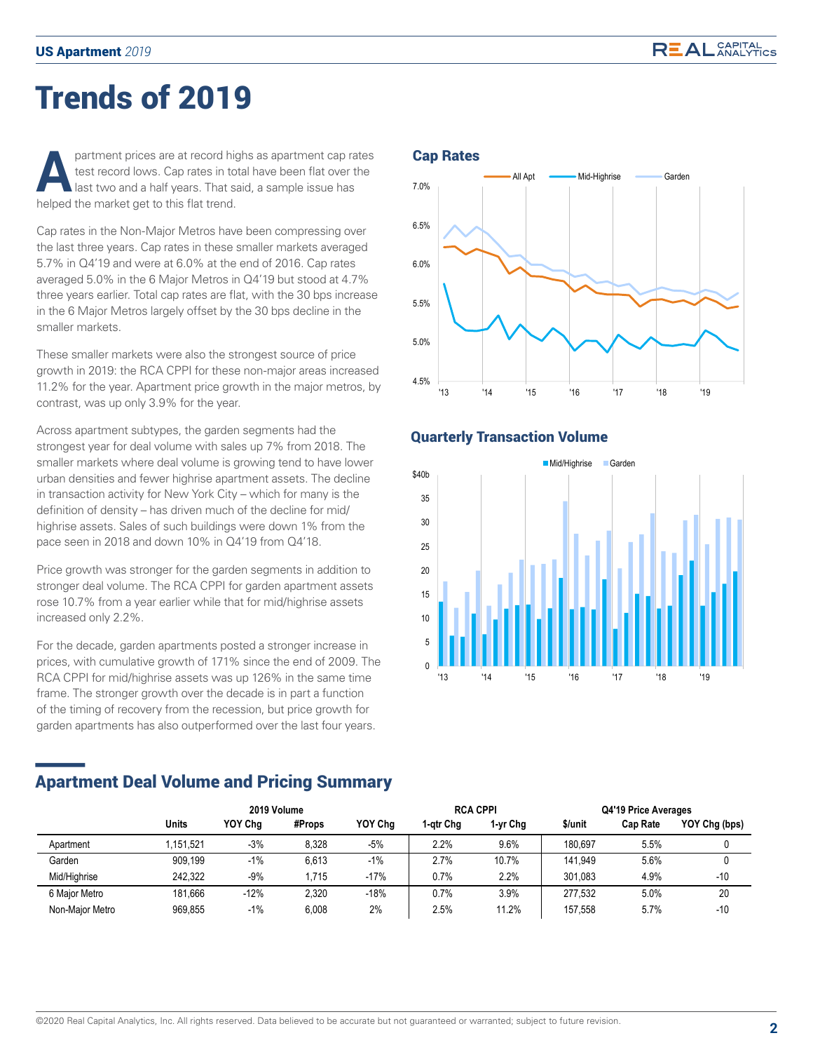# Trends of 2019

Apartment prices are at record highs as apartment cap rates test record lows. Cap rates in total have been flat over the last two and a half years. That said, a sample issue has helped the market get to this flat trend.

Cap rates in the Non-Major Metros have been compressing over the last three years. Cap rates in these smaller markets averaged 5.7% in Q4'19 and were at 6.0% at the end of 2016. Cap rates averaged 5.0% in the 6 Major Metros in Q4'19 but stood at 4.7% three years earlier. Total cap rates are flat, with the 30 bps increase in the 6 Major Metros largely offset by the 30 bps decline in the smaller markets.

These smaller markets were also the strongest source of price growth in 2019: the RCA CPPI for these non-major areas increased 11.2% for the year. Apartment price growth in the major metros, by contrast, was up only 3.9% for the year.

Across apartment subtypes, the garden segments had the strongest year for deal volume with sales up 7% from 2018. The smaller markets where deal volume is growing tend to have lower urban densities and fewer highrise apartment assets. The decline in transaction activity for New York City – which for many is the definition of density – has driven much of the decline for mid/highrise assets. Sales of such buildings were down 1% from the pace seen in 2018 and down 10% in Q4'19 from Q4'18.

Price growth was stronger for the garden segments in addition to stronger deal volume. The RCA CPPI for garden apartment assets rose 10.7% from a year earlier while that for mid/highrise assets increased only 2.2%.

For the decade, garden apartments posted a stronger increase in prices, with cumulative growth of 171% since the end of 2009. The RCA CPPI for mid/highrise assets was up 126% in the same time frame. The stronger growth over the decade is in part a function of the timing of recovery from the recession, but price growth for garden apartments has also outperformed over the last four years.

## Cap Rates

## Quarterly Transaction Volume

## Apartment Deal Volume and Pricing Summary

| | 2019 Volume | | | | RCA CPPI | | Q4'19 Price Averages | | |
|---|---|---|---|---|---|---|---|---|---|
| | Units | YOY Chg | #Props | YOY Chg | 1-qtr Chg | 1-yr Chg | $/unit | Cap Rate | YOY Chg (bps) |
| Apartment | 1,151,521 | -3% | 8,328 | -5% | 2.2% | 9.6% | 180,697 | 5.5% | 0 |
| Garden | 909,199 | -1% | 6,613 | -1% | 2.7% | 10.7% | 141,949 | 5.6% | 0 |
| Mid/Highrise | 242,322 | -9% | 1,715 | -17% | 0.7% | 2.2% | 301,083 | 4.9% | -10 |
| 6 Major Metro | 181,666 | -12% | 2,320 | -18% | 0.7% | 3.9% | 277,532 | 5.0% | 20 |
| Non-Major Metro | 969,855 | -1% | 6,008 | 2% | 2.5% | 11.2% | 157,558 | 5.7% | -10 |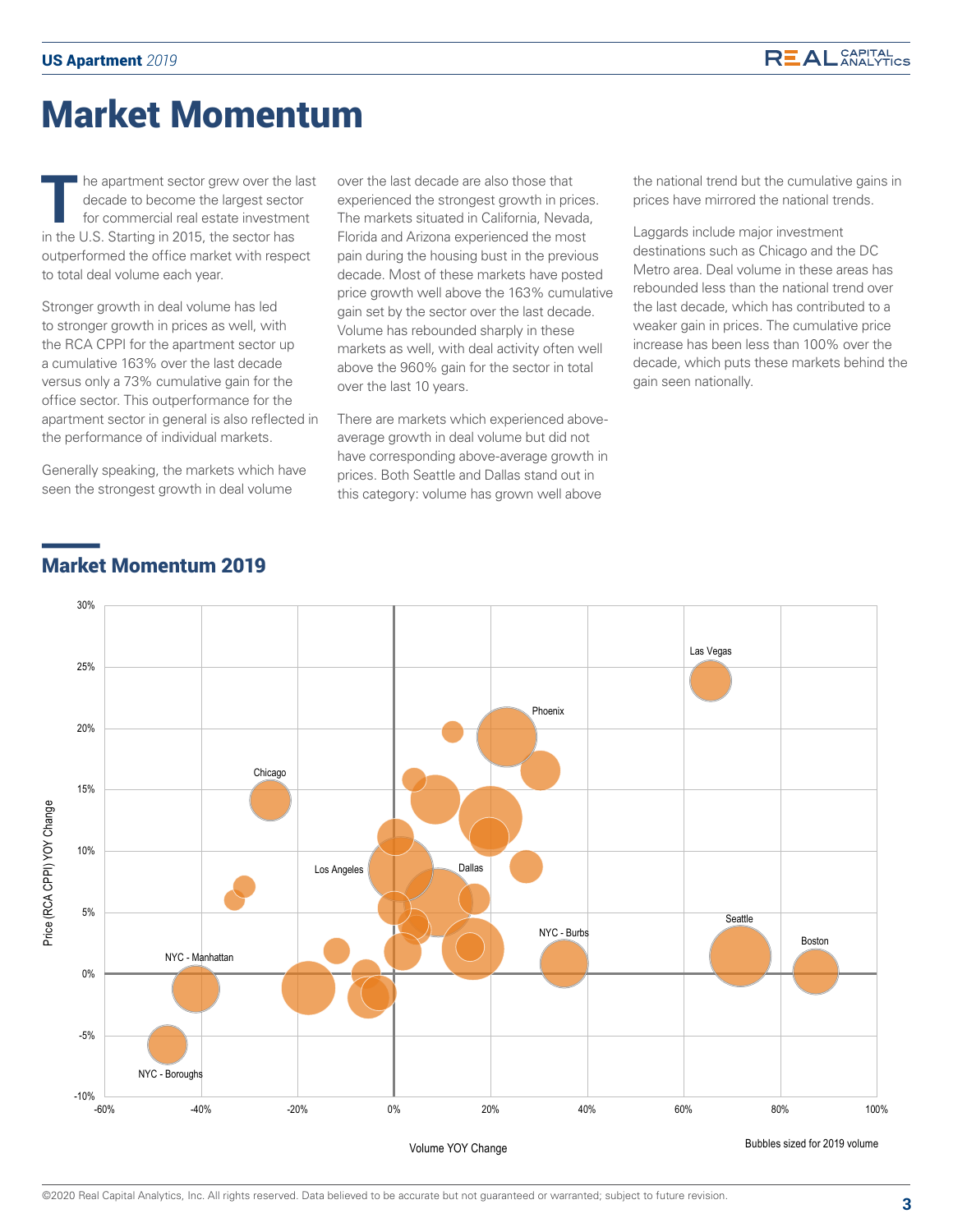# Market Momentum

The apartment sector grew over the last decade to become the largest sector for commercial real estate investment in the U.S. Starting in 2015, the sector has outperformed the office market with respect to total deal volume each year.

Stronger growth in deal volume has led to stronger growth in prices as well, with the RCA CPPI for the apartment sector up a cumulative 163% over the last decade versus only a 73% cumulative gain for the office sector. This outperformance for the apartment sector in general is also reflected in the performance of individual markets.

Generally speaking, the markets which have seen the strongest growth in deal volume over the last decade are also those that experienced the strongest growth in prices. The markets situated in California, Nevada, Florida and Arizona experienced the most pain during the housing bust in the previous decade. Most of these markets have posted price growth well above the 163% cumulative gain set by the sector over the last decade. Volume has rebounded sharply in these markets as well, with deal activity often well above the 960% gain for the sector in total over the last 10 years.

There are markets which experienced above-average growth in deal volume but did not have corresponding above-average growth in prices. Both Seattle and Dallas stand out in this category: volume has grown well above the national trend but the cumulative gains in prices have mirrored the national trends.

Laggards include major investment destinations such as Chicago and the DC Metro area. Deal volume in these areas has rebounded less than the national trend over the last decade, which has contributed to a weaker gain in prices. The cumulative price increase has been less than 100% over the decade, which puts these markets behind the gain seen nationally.

## Market Momentum 2019

Price (RCA CPPI) YOY Change vs. Volume YOY Change

Labeled markets: Las Vegas, Phoenix, Chicago, Los Angeles, Dallas, NYC - Burbs, Seattle, Boston, NYC - Manhattan, NYC - Boroughs

Bubbles sized for 2019 volume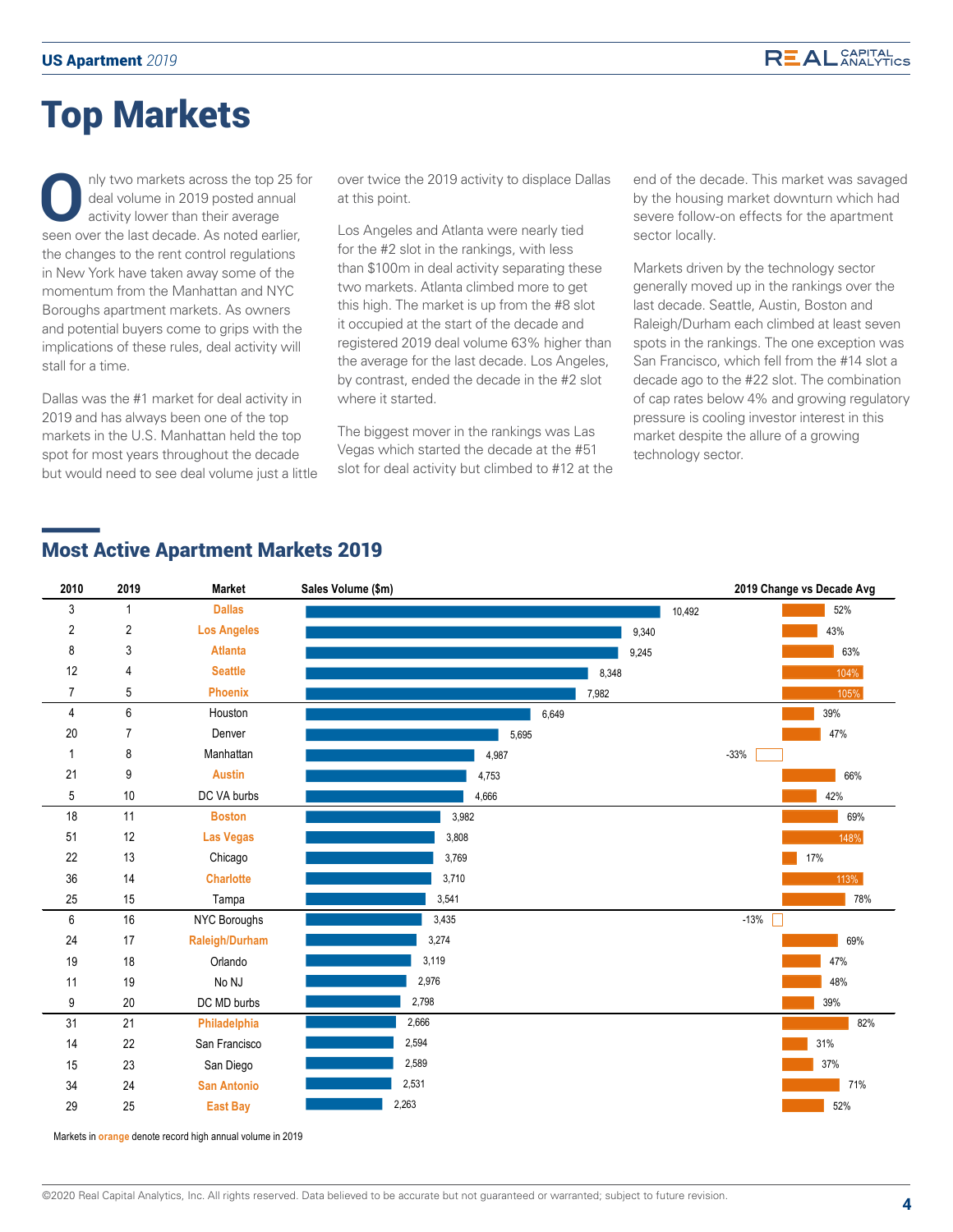// Top Markets

# Top Markets

Only two markets across the top 25 for deal volume in 2019 posted annual activity lower than their average seen over the last decade. As noted earlier, the changes to the rent control regulations in New York have taken away some of the momentum from the Manhattan and NYC Boroughs apartment markets. As owners and potential buyers come to grips with the implications of these rules, deal activity will stall for a time.

Dallas was the #1 market for deal activity in 2019 and has always been one of the top markets in the U.S. Manhattan held the top spot for most years throughout the decade but would need to see deal volume just a little over twice the 2019 activity to displace Dallas at this point.

Los Angeles and Atlanta were nearly tied for the #2 slot in the rankings, with less than $100m in deal activity separating these two markets. Atlanta climbed more to get this high. The market is up from the #8 slot it occupied at the start of the decade and registered 2019 deal volume 63% higher than the average for the last decade. Los Angeles, by contrast, ended the decade in the #2 slot where it started.

The biggest mover in the rankings was Las Vegas which started the decade at the #51 slot for deal activity but climbed to #12 at the end of the decade. This market was savaged by the housing market downturn which had severe follow-on effects for the apartment sector locally.

Markets driven by the technology sector generally moved up in the rankings over the last decade. Seattle, Austin, Boston and Raleigh/Durham each climbed at least seven spots in the rankings. The one exception was San Francisco, which fell from the #14 slot a decade ago to the #22 slot. The combination of cap rates below 4% and growing regulatory pressure is cooling investor interest in this market despite the allure of a growing technology sector.

## Most Active Apartment Markets 2019

| 2010 | 2019 | Market | Sales Volume ($m) | 2019 Change vs Decade Avg |
|---|---|---|---|---|
| 3 | 1 | Dallas | 10,492 | 52% |
| 2 | 2 | Los Angeles | 9,340 | 43% |
| 8 | 3 | Atlanta | 9,245 | 63% |
| 12 | 4 | Seattle | 8,348 | 104% |
| 7 | 5 | Phoenix | 7,982 | 105% |
| 4 | 6 | Houston | 6,649 | 39% |
| 20 | 7 | Denver | 5,695 | 47% |
| 1 | 8 | Manhattan | 4,987 | -33% |
| 21 | 9 | Austin | 4,753 | 66% |
| 5 | 10 | DC VA burbs | 4,666 | 42% |
| 18 | 11 | Boston | 3,982 | 69% |
| 51 | 12 | Las Vegas | 3,808 | 148% |
| 22 | 13 | Chicago | 3,769 | 17% |
| 36 | 14 | Charlotte | 3,710 | 113% |
| 25 | 15 | Tampa | 3,541 | 78% |
| 6 | 16 | NYC Boroughs | 3,435 | -13% |
| 24 | 17 | Raleigh/Durham | 3,274 | 69% |
| 19 | 18 | Orlando | 3,119 | 47% |
| 11 | 19 | No NJ | 2,976 | 48% |
| 9 | 20 | DC MD burbs | 2,798 | 39% |
| 31 | 21 | Philadelphia | 2,666 | 82% |
| 14 | 22 | San Francisco | 2,594 | 31% |
| 15 | 23 | San Diego | 2,589 | 37% |
| 34 | 24 | San Antonio | 2,531 | 71% |
| 29 | 25 | East Bay | 2,263 | 52% |

Markets in orange denote record high annual volume in 2019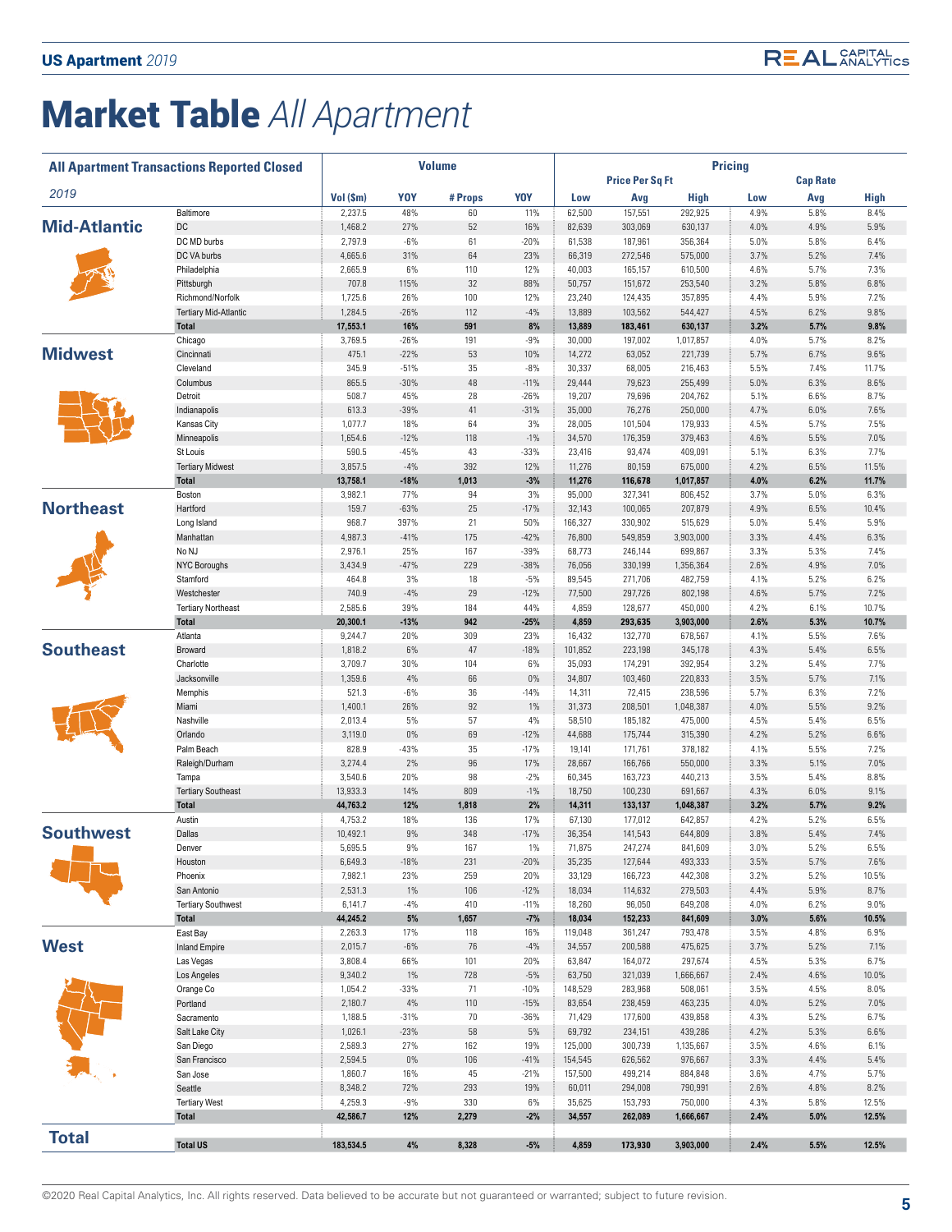# Market Table *All Apartment*

| All Apartment Transactions Reported Closed | | Volume | | | | Pricing | | | | | |
|---|---|---|---|---|---|---|---|---|---|---|---|
| | | | | | | Price Per Sq Ft | | | Cap Rate | | |
| *2019* | | Vol ($m) | YOY | # Props | YOY | Low | Avg | High | Low | Avg | High |
| **Mid-Atlantic** | Baltimore | 2,237.5 | 48% | 60 | 11% | 62,500 | 157,551 | 292,925 | 4.9% | 5.8% | 8.4% |
| | DC | 1,468.2 | 27% | 52 | 16% | 82,639 | 303,069 | 630,137 | 4.0% | 4.9% | 5.9% |
| | DC MD burbs | 2,797.9 | -6% | 61 | -20% | 61,538 | 187,961 | 356,364 | 5.0% | 5.8% | 6.4% |
| | DC VA burbs | 4,665.6 | 31% | 64 | 23% | 66,319 | 272,546 | 575,000 | 3.7% | 5.2% | 7.4% |
| | Philadelphia | 2,665.9 | 6% | 110 | 12% | 40,003 | 165,157 | 610,500 | 4.6% | 5.7% | 7.3% |
| | Pittsburgh | 707.8 | 115% | 32 | 88% | 50,757 | 151,672 | 253,540 | 3.2% | 5.8% | 6.8% |
| | Richmond/Norfolk | 1,725.6 | 26% | 100 | 12% | 23,240 | 124,435 | 357,895 | 4.4% | 5.9% | 7.2% |
| | Tertiary Mid-Atlantic | 1,284.5 | -26% | 112 | -4% | 13,889 | 103,562 | 544,427 | 4.5% | 6.2% | 9.8% |
| | **Total** | **17,553.1** | **16%** | **591** | **8%** | **13,889** | **183,461** | **630,137** | **3.2%** | **5.7%** | **9.8%** |
| **Midwest** | Chicago | 3,769.5 | -26% | 191 | -9% | 30,000 | 197,002 | 1,017,857 | 4.0% | 5.7% | 8.2% |
| | Cincinnati | 475.1 | -22% | 53 | 10% | 14,272 | 63,052 | 221,739 | 5.7% | 6.7% | 9.6% |
| | Cleveland | 345.9 | -51% | 35 | -8% | 30,337 | 68,005 | 216,463 | 5.5% | 7.4% | 11.7% |
| | Columbus | 865.5 | -30% | 48 | -11% | 29,444 | 79,623 | 255,499 | 5.0% | 6.3% | 8.6% |
| | Detroit | 508.7 | 45% | 28 | -26% | 19,207 | 79,696 | 204,762 | 5.1% | 6.6% | 8.7% |
| | Indianapolis | 613.3 | -39% | 41 | -31% | 35,000 | 76,276 | 250,000 | 4.7% | 6.0% | 7.6% |
| | Kansas City | 1,077.7 | 18% | 64 | 3% | 28,005 | 101,504 | 179,933 | 4.5% | 5.7% | 7.5% |
| | Minneapolis | 1,654.6 | -12% | 118 | -1% | 34,570 | 176,359 | 379,463 | 4.6% | 5.5% | 7.0% |
| | St Louis | 590.5 | -45% | 43 | -33% | 23,416 | 93,474 | 409,091 | 5.1% | 6.3% | 7.7% |
| | Tertiary Midwest | 3,857.5 | -4% | 392 | 12% | 11,276 | 80,159 | 675,000 | 4.2% | 6.5% | 11.5% |
| | **Total** | **13,758.1** | **-18%** | **1,013** | **-3%** | **11,276** | **116,678** | **1,017,857** | **4.0%** | **6.2%** | **11.7%** |
| **Northeast** | Boston | 3,982.1 | 77% | 94 | 3% | 95,000 | 327,341 | 806,452 | 3.7% | 5.0% | 6.3% |
| | Hartford | 159.7 | -63% | 25 | -17% | 32,143 | 100,065 | 207,879 | 4.9% | 6.5% | 10.4% |
| | Long Island | 968.7 | 397% | 21 | 50% | 166,327 | 330,902 | 515,629 | 5.0% | 5.4% | 5.9% |
| | Manhattan | 4,987.3 | -41% | 175 | -42% | 76,800 | 549,859 | 3,903,000 | 3.3% | 4.4% | 6.3% |
| | No NJ | 2,976.1 | 25% | 167 | -39% | 68,773 | 246,144 | 699,867 | 3.3% | 5.3% | 7.4% |
| | NYC Boroughs | 3,434.9 | -47% | 229 | -38% | 76,056 | 330,199 | 1,356,364 | 2.6% | 4.9% | 7.0% |
| | Stamford | 464.8 | 3% | 18 | -5% | 89,545 | 271,706 | 482,759 | 4.1% | 5.2% | 6.2% |
| | Westchester | 740.9 | -4% | 29 | -12% | 77,500 | 297,726 | 802,198 | 4.6% | 5.7% | 7.2% |
| | Tertiary Northeast | 2,585.6 | 39% | 184 | 44% | 4,859 | 128,677 | 450,000 | 4.2% | 6.1% | 10.7% |
| | **Total** | **20,300.1** | **-13%** | **942** | **-25%** | **4,859** | **293,635** | **3,903,000** | **2.6%** | **5.3%** | **10.7%** |
| **Southeast** | Atlanta | 9,244.7 | 20% | 309 | 23% | 16,432 | 132,770 | 678,567 | 4.1% | 5.5% | 7.6% |
| | Broward | 1,818.2 | 6% | 47 | -18% | 101,852 | 223,198 | 345,178 | 4.3% | 5.4% | 6.5% |
| | Charlotte | 3,709.7 | 30% | 104 | 6% | 35,093 | 174,291 | 392,954 | 3.2% | 5.4% | 7.7% |
| | Jacksonville | 1,359.6 | 4% | 66 | 0% | 34,807 | 103,460 | 220,833 | 3.5% | 5.7% | 7.1% |
| | Memphis | 521.3 | -6% | 36 | -14% | 14,311 | 72,415 | 238,596 | 5.7% | 6.3% | 7.2% |
| | Miami | 1,400.1 | 26% | 92 | 1% | 31,373 | 208,501 | 1,048,387 | 4.0% | 5.5% | 9.2% |
| | Nashville | 2,013.4 | 5% | 57 | 4% | 58,510 | 185,182 | 475,000 | 4.5% | 5.4% | 6.5% |
| | Orlando | 3,119.0 | 0% | 69 | -12% | 44,688 | 175,744 | 315,390 | 4.2% | 5.2% | 6.6% |
| | Palm Beach | 828.9 | -43% | 35 | -17% | 19,141 | 171,761 | 378,182 | 4.1% | 5.5% | 7.2% |
| | Raleigh/Durham | 3,274.4 | 2% | 96 | 17% | 28,667 | 166,766 | 550,000 | 3.3% | 5.1% | 7.0% |
| | Tampa | 3,540.6 | 20% | 98 | -2% | 60,345 | 163,723 | 440,213 | 3.5% | 5.4% | 8.8% |
| | Tertiary Southeast | 13,933.3 | 14% | 809 | -1% | 18,750 | 100,230 | 691,667 | 4.3% | 6.0% | 9.1% |
| | **Total** | **44,763.2** | **12%** | **1,818** | **2%** | **14,311** | **133,137** | **1,048,387** | **3.2%** | **5.7%** | **9.2%** |
| **Southwest** | Austin | 4,753.2 | 18% | 136 | 17% | 67,130 | 177,012 | 642,857 | 4.2% | 5.2% | 6.5% |
| | Dallas | 10,492.1 | 9% | 348 | -17% | 36,354 | 141,543 | 644,809 | 3.8% | 5.4% | 7.4% |
| | Denver | 5,695.5 | 9% | 167 | 1% | 71,875 | 247,274 | 841,609 | 3.0% | 5.2% | 6.5% |
| | Houston | 6,649.3 | -18% | 231 | -20% | 35,235 | 127,644 | 493,333 | 3.5% | 5.7% | 7.6% |
| | Phoenix | 7,982.1 | 23% | 259 | 20% | 33,129 | 166,723 | 442,308 | 3.2% | 5.2% | 10.5% |
| | San Antonio | 2,531.3 | 1% | 106 | -12% | 18,034 | 114,632 | 279,503 | 4.4% | 5.9% | 8.7% |
| | Tertiary Southwest | 6,141.7 | -4% | 410 | -11% | 18,260 | 96,050 | 649,208 | 4.0% | 6.2% | 9.0% |
| | **Total** | **44,245.2** | **5%** | **1,657** | **-7%** | **18,034** | **152,233** | **841,609** | **3.0%** | **5.6%** | **10.5%** |
| **West** | East Bay | 2,263.3 | 17% | 118 | 16% | 119,048 | 361,247 | 793,478 | 3.5% | 4.8% | 6.9% |
| | Inland Empire | 2,015.7 | -6% | 76 | -4% | 34,557 | 200,588 | 475,625 | 3.7% | 5.2% | 7.1% |
| | Las Vegas | 3,808.4 | 66% | 101 | 20% | 63,847 | 164,072 | 297,674 | 4.5% | 5.3% | 6.7% |
| | Los Angeles | 9,340.2 | 1% | 728 | -5% | 63,750 | 321,039 | 1,666,667 | 2.4% | 4.6% | 10.0% |
| | Orange Co | 1,054.2 | -33% | 71 | -10% | 148,529 | 283,968 | 508,061 | 3.5% | 4.5% | 8.0% |
| | Portland | 2,180.7 | 4% | 110 | -15% | 83,654 | 238,459 | 463,235 | 4.0% | 5.2% | 7.0% |
| | Sacramento | 1,188.5 | -31% | 70 | -36% | 71,429 | 177,600 | 439,858 | 4.3% | 5.2% | 6.7% |
| | Salt Lake City | 1,026.1 | -23% | 58 | 5% | 69,792 | 234,151 | 439,286 | 4.2% | 5.3% | 6.6% |
| | San Diego | 2,589.3 | 27% | 162 | 19% | 125,000 | 300,739 | 1,135,667 | 3.5% | 4.6% | 6.1% |
| | San Francisco | 2,594.5 | 0% | 106 | -41% | 154,545 | 626,562 | 976,667 | 3.3% | 4.4% | 5.4% |
| | San Jose | 1,860.7 | 16% | 45 | -21% | 157,500 | 499,214 | 884,848 | 3.6% | 4.7% | 5.7% |
| | Seattle | 8,348.2 | 72% | 293 | 19% | 60,011 | 294,008 | 790,991 | 2.6% | 4.8% | 8.2% |
| | Tertiary West | 4,259.3 | -9% | 330 | 6% | 35,625 | 153,793 | 750,000 | 4.3% | 5.8% | 12.5% |
| | **Total** | **42,586.7** | **12%** | **2,279** | **-2%** | **34,557** | **262,089** | **1,666,667** | **2.4%** | **5.0%** | **12.5%** |
| **Total** | **Total US** | **183,534.5** | **4%** | **8,328** | **-5%** | **4,859** | **173,930** | **3,903,000** | **2.4%** | **5.5%** | **12.5%** |

©2020 Real Capital Analytics, Inc. All rights reserved. Data believed to be accurate but not guaranteed or warranted; subject to future revision.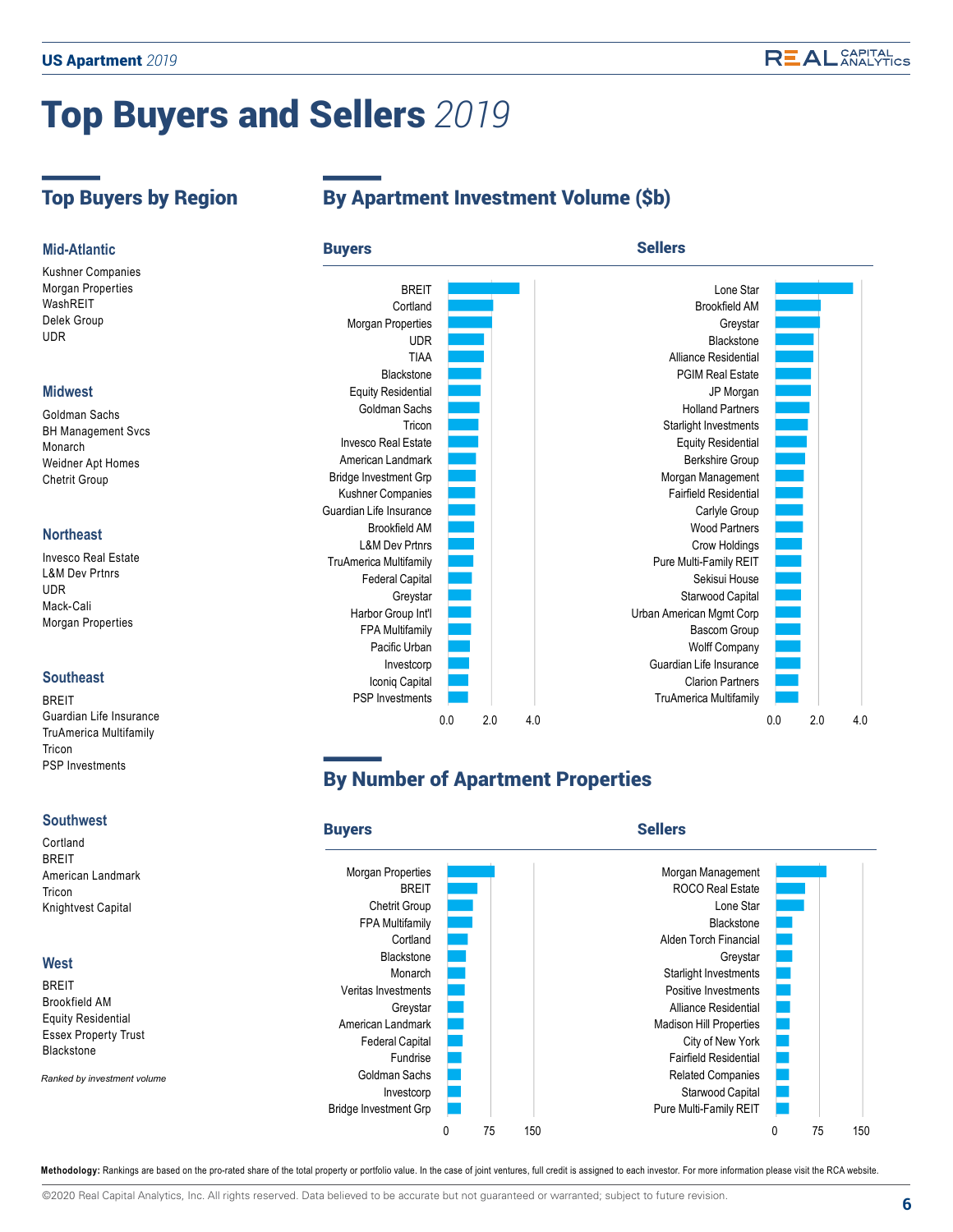# Top Buyers and Sellers *2019*

## Top Buyers by Region

### Mid-Atlantic

- Kushner Companies
- Morgan Properties
- WashREIT
- Delek Group
- UDR

### Midwest

- Goldman Sachs
- BH Management Svcs
- Monarch
- Weidner Apt Homes
- Chetrit Group

### Northeast

- Invesco Real Estate
- L&M Dev Prtnrs
- UDR
- Mack-Cali
- Morgan Properties

### Southeast

- BREIT
- Guardian Life Insurance
- TruAmerica Multifamily
- Tricon
- PSP Investments

### Southwest

- Cortland
- BREIT
- American Landmark
- Tricon
- Knightvest Capital

### West

- BREIT
- Brookfield AM
- Equity Residential
- Essex Property Trust
- Blackstone

*Ranked by investment volume*

## By Apartment Investment Volume ($b)

### Buyers

| Rank | Buyer |
|---|---|
| 1 | BREIT |
| 2 | Cortland |
| 3 | Morgan Properties |
| 4 | UDR |
| 5 | TIAA |
| 6 | Blackstone |
| 7 | Equity Residential |
| 8 | Goldman Sachs |
| 9 | Tricon |
| 10 | Invesco Real Estate |
| 11 | American Landmark |
| 12 | Bridge Investment Grp |
| 13 | Kushner Companies |
| 14 | Guardian Life Insurance |
| 15 | Brookfield AM |
| 16 | L&M Dev Prtnrs |
| 17 | TruAmerica Multifamily |
| 18 | Federal Capital |
| 19 | Greystar |
| 20 | Harbor Group Int'l |
| 21 | FPA Multifamily |
| 22 | Pacific Urban |
| 23 | Investcorp |
| 24 | Iconiq Capital |
| 25 | PSP Investments |

### Sellers

| Rank | Seller |
|---|---|
| 1 | Lone Star |
| 2 | Brookfield AM |
| 3 | Greystar |
| 4 | Blackstone |
| 5 | Alliance Residential |
| 6 | PGIM Real Estate |
| 7 | JP Morgan |
| 8 | Holland Partners |
| 9 | Starlight Investments |
| 10 | Equity Residential |
| 11 | Berkshire Group |
| 12 | Morgan Management |
| 13 | Fairfield Residential |
| 14 | Carlyle Group |
| 15 | Wood Partners |
| 16 | Crow Holdings |
| 17 | Pure Multi-Family REIT |
| 18 | Sekisui House |
| 19 | Starwood Capital |
| 20 | Urban American Mgmt Corp |
| 21 | Bascom Group |
| 22 | Wolff Company |
| 23 | Guardian Life Insurance |
| 24 | Clarion Partners |
| 25 | TruAmerica Multifamily |

## By Number of Apartment Properties

### Buyers

| Rank | Buyer |
|---|---|
| 1 | Morgan Properties |
| 2 | BREIT |
| 3 | Chetrit Group |
| 4 | FPA Multifamily |
| 5 | Cortland |
| 6 | Blackstone |
| 7 | Monarch |
| 8 | Veritas Investments |
| 9 | Greystar |
| 10 | American Landmark |
| 11 | Federal Capital |
| 12 | Fundrise |
| 13 | Goldman Sachs |
| 14 | Investcorp |
| 15 | Bridge Investment Grp |

### Sellers

| Rank | Seller |
|---|---|
| 1 | Morgan Management |
| 2 | ROCO Real Estate |
| 3 | Lone Star |
| 4 | Blackstone |
| 5 | Alden Torch Financial |
| 6 | Greystar |
| 7 | Starlight Investments |
| 8 | Positive Investments |
| 9 | Alliance Residential |
| 10 | Madison Hill Properties |
| 11 | City of New York |
| 12 | Fairfield Residential |
| 13 | Related Companies |
| 14 | Starwood Capital |
| 15 | Pure Multi-Family REIT |

**Methodology:** Rankings are based on the pro-rated share of the total property or portfolio value. In the case of joint ventures, full credit is assigned to each investor. For more information please visit the RCA website.

©2020 Real Capital Analytics, Inc. All rights reserved. Data believed to be accurate but not guaranteed or warranted; subject to future revision.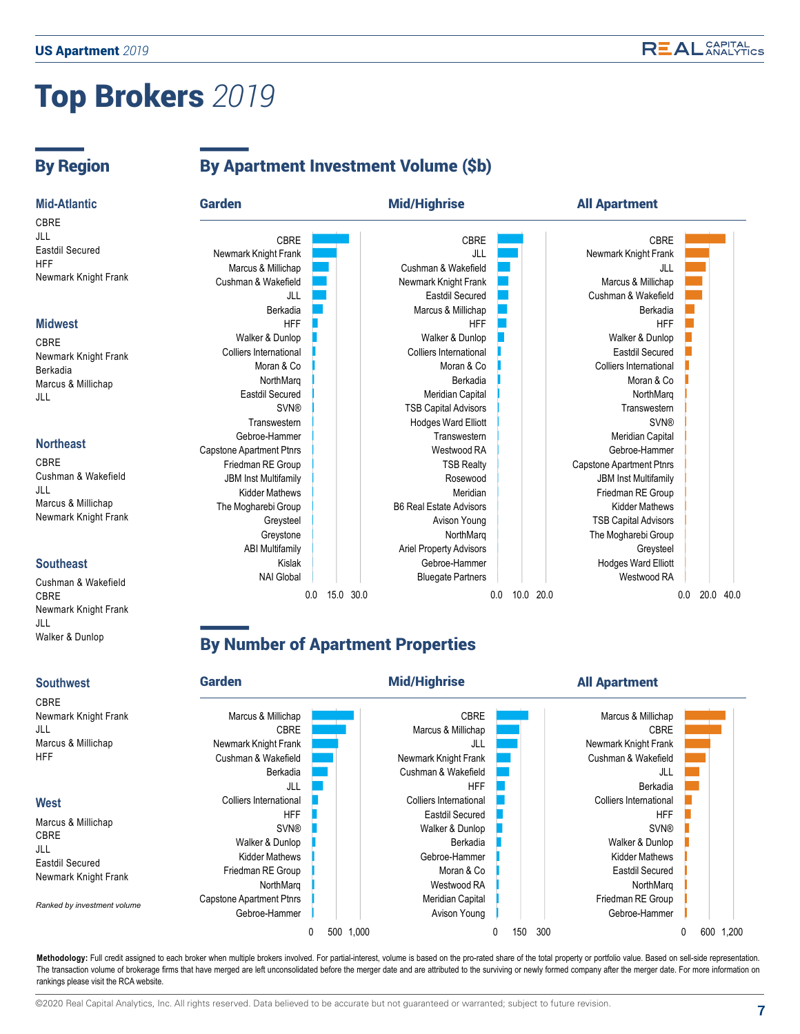# Top Brokers *2019*

## By Region

### Mid-Atlantic

- CBRE
- JLL
- Eastdil Secured
- HFF
- Newmark Knight Frank

### Midwest

- CBRE
- Newmark Knight Frank
- Berkadia
- Marcus & Millichap
- JLL

### Northeast

- CBRE
- Cushman & Wakefield
- JLL
- Marcus & Millichap
- Newmark Knight Frank

### Southeast

- Cushman & Wakefield
- CBRE
- Newmark Knight Frank
- JLL
- Walker & Dunlop

### Southwest

- CBRE
- Newmark Knight Frank
- JLL
- Marcus & Millichap
- HFF

### West

- Marcus & Millichap
- CBRE
- JLL
- Eastdil Secured
- Newmark Knight Frank

*Ranked by investment volume*

## By Apartment Investment Volume ($b)

| Rank | Garden | Mid/Highrise | All Apartment |
|---|---|---|---|
| 1 | CBRE | CBRE | CBRE |
| 2 | Newmark Knight Frank | JLL | Newmark Knight Frank |
| 3 | Marcus & Millichap | Cushman & Wakefield | JLL |
| 4 | Cushman & Wakefield | Newmark Knight Frank | Marcus & Millichap |
| 5 | JLL | Eastdil Secured | Cushman & Wakefield |
| 6 | Berkadia | Marcus & Millichap | Berkadia |
| 7 | HFF | HFF | HFF |
| 8 | Walker & Dunlop | Walker & Dunlop | Walker & Dunlop |
| 9 | Colliers International | Colliers International | Eastdil Secured |
| 10 | Moran & Co | Moran & Co | Colliers International |
| 11 | NorthMarq | Berkadia | Moran & Co |
| 12 | Eastdil Secured | Meridian Capital | NorthMarq |
| 13 | SVN® | TSB Capital Advisors | Transwestern |
| 14 | Transwestern | Hodges Ward Elliott | SVN® |
| 15 | Gebroe-Hammer | Transwestern | Meridian Capital |
| 16 | Capstone Apartment Ptnrs | Westwood RA | Gebroe-Hammer |
| 17 | Friedman RE Group | TSB Realty | Capstone Apartment Ptnrs |
| 18 | JBM Inst Multifamily | Rosewood | JBM Inst Multifamily |
| 19 | Kidder Mathews | Meridian | Friedman RE Group |
| 20 | The Mogharebi Group | B6 Real Estate Advisors | Kidder Mathews |
| 21 | Greysteel | Avison Young | TSB Capital Advisors |
| 22 | Greystone | NorthMarq | The Mogharebi Group |
| 23 | ABI Multifamily | Ariel Property Advisors | Greysteel |
| 24 | Kislak | Gebroe-Hammer | Hodges Ward Elliott |
| 25 | NAI Global | Bluegate Partners | Westwood RA |

## By Number of Apartment Properties

| Rank | Garden | Mid/Highrise | All Apartment |
|---|---|---|---|
| 1 | Marcus & Millichap | CBRE | Marcus & Millichap |
| 2 | CBRE | Marcus & Millichap | CBRE |
| 3 | Newmark Knight Frank | JLL | Newmark Knight Frank |
| 4 | Cushman & Wakefield | Newmark Knight Frank | Cushman & Wakefield |
| 5 | Berkadia | Cushman & Wakefield | JLL |
| 6 | JLL | HFF | Berkadia |
| 7 | Colliers International | Colliers International | Colliers International |
| 8 | HFF | Eastdil Secured | HFF |
| 9 | SVN® | Walker & Dunlop | SVN® |
| 10 | Walker & Dunlop | Berkadia | Walker & Dunlop |
| 11 | Kidder Mathews | Gebroe-Hammer | Kidder Mathews |
| 12 | Friedman RE Group | Moran & Co | Eastdil Secured |
| 13 | NorthMarq | Westwood RA | NorthMarq |
| 14 | Capstone Apartment Ptnrs | Meridian Capital | Friedman RE Group |
| 15 | Gebroe-Hammer | Avison Young | Gebroe-Hammer |

**Methodology:** Full credit assigned to each broker when multiple brokers involved. For partial-interest, volume is based on the pro-rated share of the total property or portfolio value. Based on sell-side representation. The transaction volume of brokerage firms that have merged are left unconsolidated before the merger date and are attributed to the surviving or newly formed company after the merger date. For more information on rankings please visit the RCA website.

©2020 Real Capital Analytics, Inc. All rights reserved. Data believed to be accurate but not guaranteed or warranted; subject to future revision.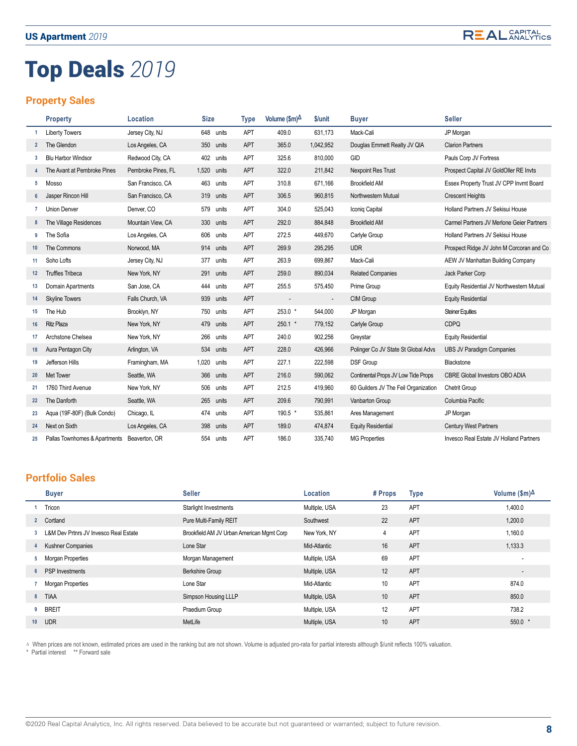# Top Deals *2019*

## Property Sales

| | Property | Location | Size | | Type | Volume ($m)Δ | $/unit | Buyer | Seller |
|---|---|---|---|---|---|---|---|---|---|
| 1 | Liberty Towers | Jersey City, NJ | 648 | units | APT | 409.0 | 631,173 | Mack-Cali | JP Morgan |
| 2 | The Glendon | Los Angeles, CA | 350 | units | APT | 365.0 | 1,042,952 | Douglas Emmett Realty JV QIA | Clarion Partners |
| 3 | Blu Harbor Windsor | Redwood City, CA | 402 | units | APT | 325.6 | 810,000 | GID | Pauls Corp JV Fortress |
| 4 | The Avant at Pembroke Pines | Pembroke Pines, FL | 1,520 | units | APT | 322.0 | 211,842 | Nexpoint Res Trust | Prospect Capital JV GoldOller RE Invts |
| 5 | Mosso | San Francisco, CA | 463 | units | APT | 310.8 | 671,166 | Brookfield AM | Essex Property Trust JV CPP Invmt Board |
| 6 | Jasper Rincon Hill | San Francisco, CA | 319 | units | APT | 306.5 | 960,815 | Northwestern Mutual | Crescent Heights |
| 7 | Union Denver | Denver, CO | 579 | units | APT | 304.0 | 525,043 | Iconiq Capital | Holland Partners JV Sekisui House |
| 8 | The Village Residences | Mountain View, CA | 330 | units | APT | 292.0 | 884,848 | Brookfield AM | Carmel Partners JV Merlone Geier Partners |
| 9 | The Sofia | Los Angeles, CA | 606 | units | APT | 272.5 | 449,670 | Carlyle Group | Holland Partners JV Sekisui House |
| 10 | The Commons | Norwood, MA | 914 | units | APT | 269.9 | 295,295 | UDR | Prospect Ridge JV John M Corcoran and Co |
| 11 | Soho Lofts | Jersey City, NJ | 377 | units | APT | 263.9 | 699,867 | Mack-Cali | AEW JV Manhattan Building Company |
| 12 | Truffles Tribeca | New York, NY | 291 | units | APT | 259.0 | 890,034 | Related Companies | Jack Parker Corp |
| 13 | Domain Apartments | San Jose, CA | 444 | units | APT | 255.5 | 575,450 | Prime Group | Equity Residential JV Northwestern Mutual |
| 14 | Skyline Towers | Falls Church, VA | 939 | units | APT | - | - | CIM Group | Equity Residential |
| 15 | The Hub | Brooklyn, NY | 750 | units | APT | 253.0 * | 544,000 | JP Morgan | Steiner Equities |
| 16 | Ritz Plaza | New York, NY | 479 | units | APT | 250.1 * | 779,152 | Carlyle Group | CDPQ |
| 17 | Archstone Chelsea | New York, NY | 266 | units | APT | 240.0 | 902,256 | Greystar | Equity Residential |
| 18 | Aura Pentagon City | Arlington, VA | 534 | units | APT | 228.0 | 426,966 | Polinger Co JV State St Global Advs | UBS JV Paradigm Companies |
| 19 | Jefferson Hills | Framingham, MA | 1,020 | units | APT | 227.1 | 222,598 | DSF Group | Blackstone |
| 20 | Met Tower | Seattle, WA | 366 | units | APT | 216.0 | 590,062 | Continental Props JV Low Tide Props | CBRE Global Investors OBO ADIA |
| 21 | 1760 Third Avenue | New York, NY | 506 | units | APT | 212.5 | 419,960 | 60 Guilders JV The Feil Organization | Chetrit Group |
| 22 | The Danforth | Seattle, WA | 265 | units | APT | 209.6 | 790,991 | Vanbarton Group | Columbia Pacific |
| 23 | Aqua (19F-80F) (Bulk Condo) | Chicago, IL | 474 | units | APT | 190.5 * | 535,861 | Ares Management | JP Morgan |
| 24 | Next on Sixth | Los Angeles, CA | 398 | units | APT | 189.0 | 474,874 | Equity Residential | Century West Partners |
| 25 | Pallas Townhomes & Apartments | Beaverton, OR | 554 | units | APT | 186.0 | 335,740 | MG Properties | Invesco Real Estate JV Holland Partners |

## Portfolio Sales

| | Buyer | Seller | Location | # Props | Type | Volume ($m)Δ |
|---|---|---|---|---|---|---|
| 1 | Tricon | Starlight Investments | Multiple, USA | 23 | APT | 1,400.0 |
| 2 | Cortland | Pure Multi-Family REIT | Southwest | 22 | APT | 1,200.0 |
| 3 | L&M Dev Prtnrs JV Invesco Real Estate | Brookfield AM JV Urban American Mgmt Corp | New York, NY | 4 | APT | 1,160.0 |
| 4 | Kushner Companies | Lone Star | Mid-Atlantic | 16 | APT | 1,133.3 |
| 5 | Morgan Properties | Morgan Management | Multiple, USA | 69 | APT | - |
| 6 | PSP Investments | Berkshire Group | Multiple, USA | 12 | APT | - |
| 7 | Morgan Properties | Lone Star | Mid-Atlantic | 10 | APT | 874.0 |
| 8 | TIAA | Simpson Housing LLLP | Multiple, USA | 10 | APT | 850.0 |
| 9 | BREIT | Praedium Group | Multiple, USA | 12 | APT | 738.2 |
| 10 | UDR | MetLife | Multiple, USA | 10 | APT | 550.0 * |

Δ When prices are not known, estimated prices are used in the ranking but are not shown. Volume is adjusted pro-rata for partial interests although $/unit reflects 100% valuation.
\* Partial interest ** Forward sale

©2020 Real Capital Analytics, Inc. All rights reserved. Data believed to be accurate but not guaranteed or warranted; subject to future revision.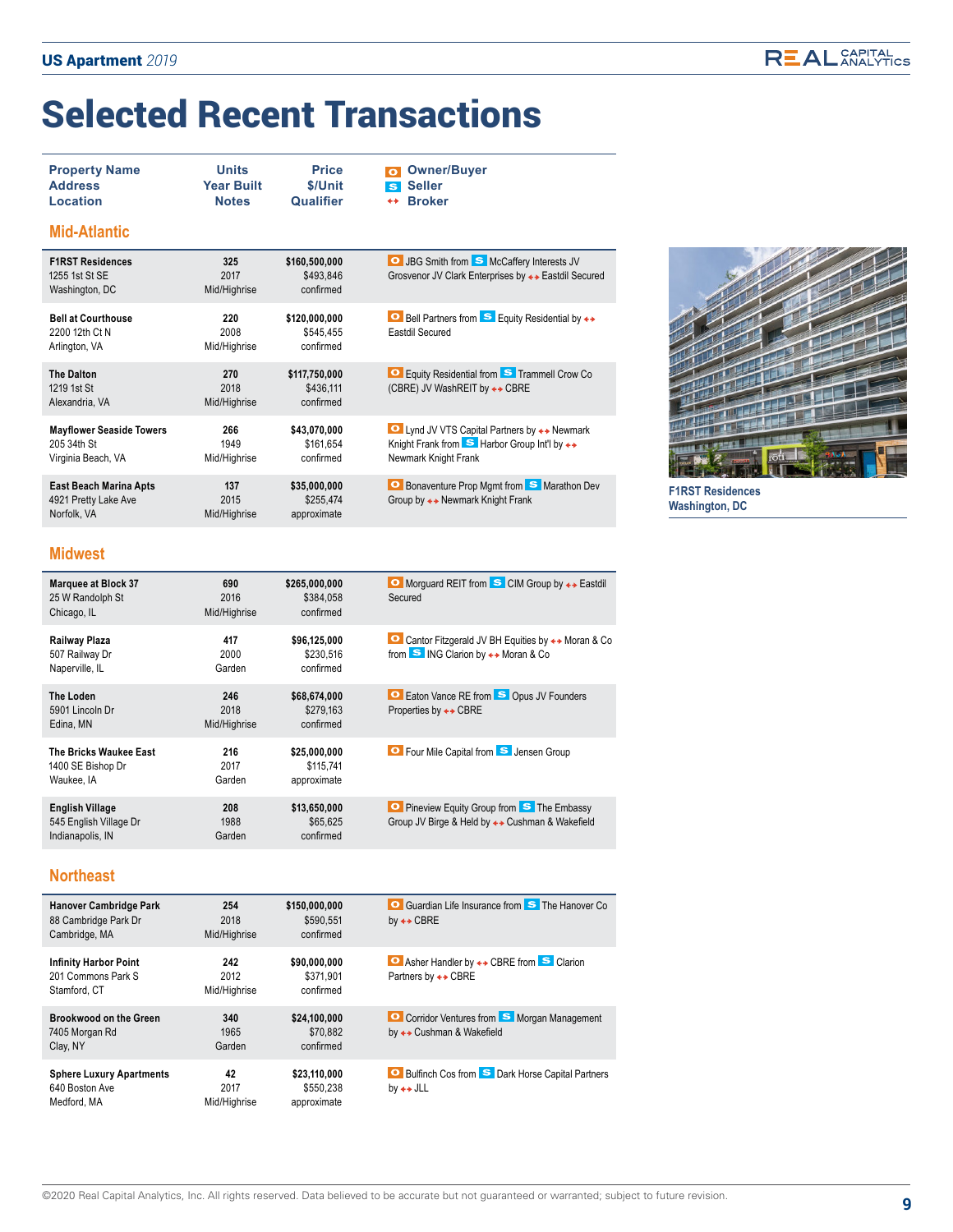# Selected Recent Transactions

| Property Name / Address / Location | Units / Year Built / Notes | Price / $/Unit / Qualifier | Owner/Buyer / Seller / Broker |
|---|---|---|---|
| **Mid-Atlantic** | | | |
| **F1RST Residences** 1255 1st St SE Washington, DC | 325 2017 Mid/Highrise | $160,500,000 $493,846 confirmed | O JBG Smith from S McCaffery Interests JV Grosvenor JV Clark Enterprises by ↔ Eastdil Secured |
| **Bell at Courthouse** 2200 12th Ct N Arlington, VA | 220 2008 Mid/Highrise | $120,000,000 $545,455 confirmed | O Bell Partners from S Equity Residential by ↔ Eastdil Secured |
| **The Dalton** 1219 1st St Alexandria, VA | 270 2018 Mid/Highrise | $117,750,000 $436,111 confirmed | O Equity Residential from S Trammell Crow Co (CBRE) JV WashREIT by ↔ CBRE |
| **Mayflower Seaside Towers** 205 34th St Virginia Beach, VA | 266 1949 Mid/Highrise | $43,070,000 $161,654 confirmed | O Lynd JV VTS Capital Partners by ↔ Newmark Knight Frank from S Harbor Group Int'l by ↔ Newmark Knight Frank |
| **East Beach Marina Apts** 4921 Pretty Lake Ave Norfolk, VA | 137 2015 Mid/Highrise | $35,000,000 $255,474 approximate | O Bonaventure Prop Mgmt from S Marathon Dev Group by ↔ Newmark Knight Frank |
| **Midwest** | | | |
| **Marquee at Block 37** 25 W Randolph St Chicago, IL | 690 2016 Mid/Highrise | $265,000,000 $384,058 confirmed | O Morguard REIT from S CIM Group by ↔ Eastdil Secured |
| **Railway Plaza** 507 Railway Dr Naperville, IL | 417 2000 Garden | $96,125,000 $230,516 confirmed | O Cantor Fitzgerald JV BH Equities by ↔ Moran & Co from S ING Clarion by ↔ Moran & Co |
| **The Loden** 5901 Lincoln Dr Edina, MN | 246 2018 Mid/Highrise | $68,674,000 $279,163 confirmed | O Eaton Vance RE from S Opus JV Founders Properties by ↔ CBRE |
| **The Bricks Waukee East** 1400 SE Bishop Dr Waukee, IA | 216 2017 Garden | $25,000,000 $115,741 approximate | O Four Mile Capital from S Jensen Group |
| **English Village** 545 English Village Dr Indianapolis, IN | 208 1988 Garden | $13,650,000 $65,625 confirmed | O Pineview Equity Group from S The Embassy Group JV Birge & Held by ↔ Cushman & Wakefield |
| **Northeast** | | | |
| **Hanover Cambridge Park** 88 Cambridge Park Dr Cambridge, MA | 254 2018 Mid/Highrise | $150,000,000 $590,551 confirmed | O Guardian Life Insurance from S The Hanover Co by ↔ CBRE |
| **Infinity Harbor Point** 201 Commons Park S Stamford, CT | 242 2012 Mid/Highrise | $90,000,000 $371,901 confirmed | O Asher Handler by ↔ CBRE from S Clarion Partners by ↔ CBRE |
| **Brookwood on the Green** 7405 Morgan Rd Clay, NY | 340 1965 Garden | $24,100,000 $70,882 confirmed | O Corridor Ventures from S Morgan Management by ↔ Cushman & Wakefield |
| **Sphere Luxury Apartments** 640 Boston Ave Medford, MA | 42 2017 Mid/Highrise | $23,110,000 $550,238 approximate | O Bulfinch Cos from S Dark Horse Capital Partners by ↔ JLL |

**F1RST Residences**
**Washington, DC**

©2020 Real Capital Analytics, Inc. All rights reserved. Data believed to be accurate but not guaranteed or warranted; subject to future revision.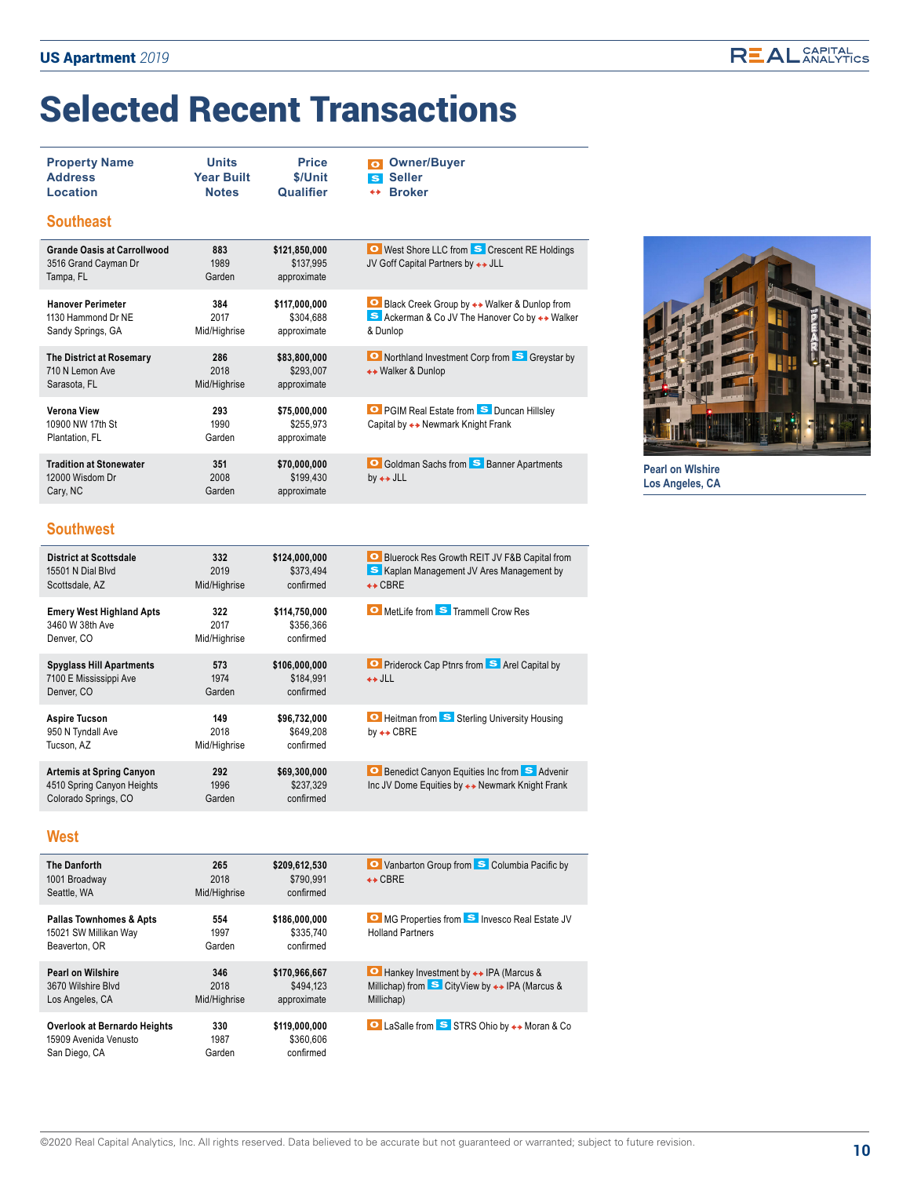# Selected Recent Transactions

| Property Name<br>Address<br>Location | Units<br>Year Built<br>Notes | Price<br>$/Unit<br>Qualifier | Owner/Buyer (O)<br>Seller (S)<br>Broker (↔) |
|---|---|---|---|
| **Southeast** | | | |
| **Grande Oasis at Carrollwood**<br>3516 Grand Cayman Dr<br>Tampa, FL | **883**<br>1989<br>Garden | **$121,850,000**<br>$137,995<br>approximate | O West Shore LLC from S Crescent RE Holdings JV Goff Capital Partners by ↔ JLL |
| **Hanover Perimeter**<br>1130 Hammond Dr NE<br>Sandy Springs, GA | **384**<br>2017<br>Mid/Highrise | **$117,000,000**<br>$304,688<br>approximate | O Black Creek Group by ↔ Walker & Dunlop from S Ackerman & Co JV The Hanover Co by ↔ Walker & Dunlop |
| **The District at Rosemary**<br>710 N Lemon Ave<br>Sarasota, FL | **286**<br>2018<br>Mid/Highrise | **$83,800,000**<br>$293,007<br>approximate | O Northland Investment Corp from S Greystar by ↔ Walker & Dunlop |
| **Verona View**<br>10900 NW 17th St<br>Plantation, FL | **293**<br>1990<br>Garden | **$75,000,000**<br>$255,973<br>approximate | O PGIM Real Estate from S Duncan Hillsley Capital by ↔ Newmark Knight Frank |
| **Tradition at Stonewater**<br>12000 Wisdom Dr<br>Cary, NC | **351**<br>2008<br>Garden | **$70,000,000**<br>$199,430<br>approximate | O Goldman Sachs from S Banner Apartments by ↔ JLL |
| **Southwest** | | | |
| **District at Scottsdale**<br>15501 N Dial Blvd<br>Scottsdale, AZ | **332**<br>2019<br>Mid/Highrise | **$124,000,000**<br>$373,494<br>confirmed | O Bluerock Res Growth REIT JV F&B Capital from S Kaplan Management JV Ares Management by ↔ CBRE |
| **Emery West Highland Apts**<br>3460 W 38th Ave<br>Denver, CO | **322**<br>2017<br>Mid/Highrise | **$114,750,000**<br>$356,366<br>confirmed | O MetLife from S Trammell Crow Res |
| **Spyglass Hill Apartments**<br>7100 E Mississippi Ave<br>Denver, CO | **573**<br>1974<br>Garden | **$106,000,000**<br>$184,991<br>confirmed | O Priderock Cap Ptnrs from S Arel Capital by ↔ JLL |
| **Aspire Tucson**<br>950 N Tyndall Ave<br>Tucson, AZ | **149**<br>2018<br>Mid/Highrise | **$96,732,000**<br>$649,208<br>confirmed | O Heitman from S Sterling University Housing by ↔ CBRE |
| **Artemis at Spring Canyon**<br>4510 Spring Canyon Heights<br>Colorado Springs, CO | **292**<br>1996<br>Garden | **$69,300,000**<br>$237,329<br>confirmed | O Benedict Canyon Equities Inc from S Advenir Inc JV Dome Equities by ↔ Newmark Knight Frank |
| **West** | | | |
| **The Danforth**<br>1001 Broadway<br>Seattle, WA | **265**<br>2018<br>Mid/Highrise | **$209,612,530**<br>$790,991<br>confirmed | O Vanbarton Group from S Columbia Pacific by ↔ CBRE |
| **Pallas Townhomes & Apts**<br>15021 SW Millikan Way<br>Beaverton, OR | **554**<br>1997<br>Garden | **$186,000,000**<br>$335,740<br>confirmed | O MG Properties from S Invesco Real Estate JV Holland Partners |
| **Pearl on Wilshire**<br>3670 Wilshire Blvd<br>Los Angeles, CA | **346**<br>2018<br>Mid/Highrise | **$170,966,667**<br>$494,123<br>approximate | O Hankey Investment by ↔ IPA (Marcus & Millichap) from S CityView by ↔ IPA (Marcus & Millichap) |
| **Overlook at Bernardo Heights**<br>15909 Avenida Venusto<br>San Diego, CA | **330**<br>1987<br>Garden | **$119,000,000**<br>$360,606<br>confirmed | O LaSalle from S STRS Ohio by ↔ Moran & Co |

**Pearl on Wlshire**
**Los Angeles, CA**

©2020 Real Capital Analytics, Inc. All rights reserved. Data believed to be accurate but not guaranteed or warranted; subject to future revision.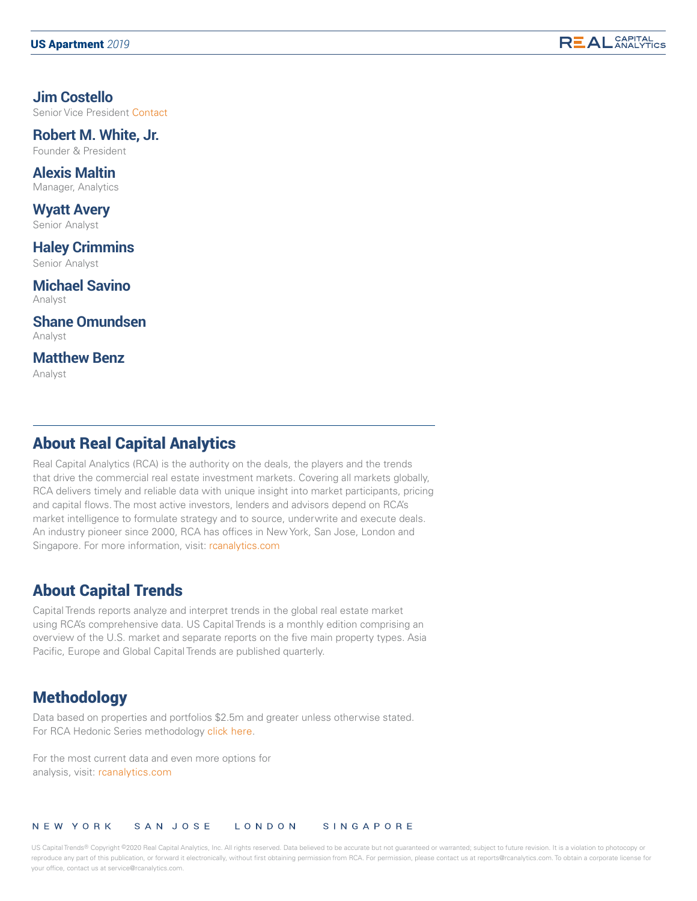**Jim Costello**
Senior Vice President Contact

**Robert M. White, Jr.**
Founder & President

**Alexis Maltin**
Manager, Analytics

**Wyatt Avery**
Senior Analyst

**Haley Crimmins**
Senior Analyst

**Michael Savino**
Analyst

**Shane Omundsen**
Analyst

**Matthew Benz**
Analyst

## About Real Capital Analytics

Real Capital Analytics (RCA) is the authority on the deals, the players and the trends that drive the commercial real estate investment markets. Covering all markets globally, RCA delivers timely and reliable data with unique insight into market participants, pricing and capital flows. The most active investors, lenders and advisors depend on RCA's market intelligence to formulate strategy and to source, underwrite and execute deals. An industry pioneer since 2000, RCA has offices in New York, San Jose, London and Singapore. For more information, visit: rcanalytics.com

## About Capital Trends

Capital Trends reports analyze and interpret trends in the global real estate market using RCA's comprehensive data. US Capital Trends is a monthly edition comprising an overview of the U.S. market and separate reports on the five main property types. Asia Pacific, Europe and Global Capital Trends are published quarterly.

## Methodology

Data based on properties and portfolios $2.5m and greater unless otherwise stated. For RCA Hedonic Series methodology click here.

For the most current data and even more options for analysis, visit: rcanalytics.com

NEW YORK SAN JOSE LONDON SINGAPORE

US Capital Trends® Copyright ©2020 Real Capital Analytics, Inc. All rights reserved. Data believed to be accurate but not guaranteed or warranted; subject to future revision. It is a violation to photocopy or reproduce any part of this publication, or forward it electronically, without first obtaining permission from RCA. For permission, please contact us at reports@rcanalytics.com. To obtain a corporate license for your office, contact us at service@rcanalytics.com.